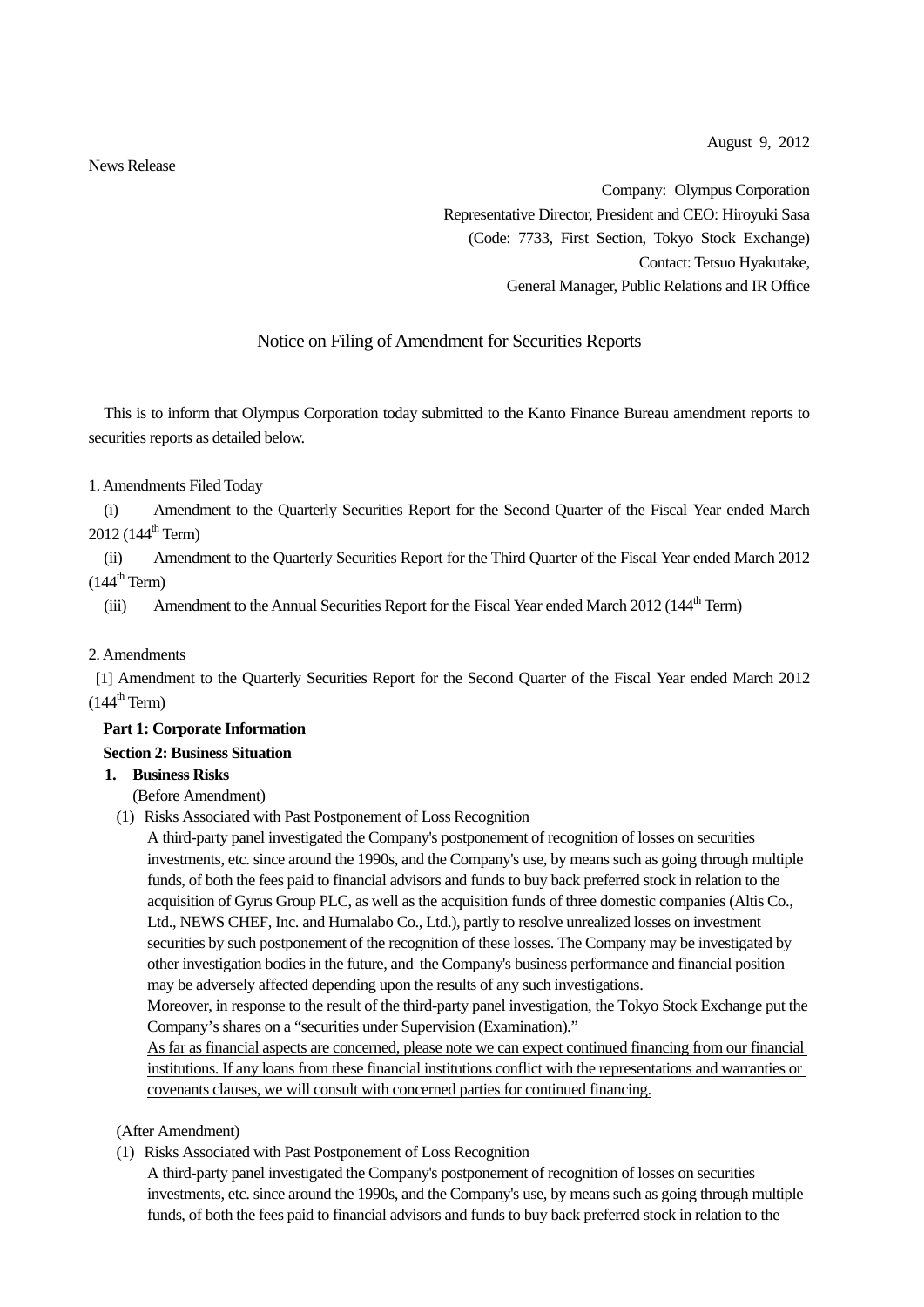August 9, 2012

News Release

Company: Olympus Corporation
Representative Director, President and CEO: Hiroyuki Sasa
(Code: 7733, First Section, Tokyo Stock Exchange)
Contact: Tetsuo Hyakutake,
General Manager, Public Relations and IR Office

# Notice on Filing of Amendment for Securities Reports

This is to inform that Olympus Corporation today submitted to the Kanto Finance Bureau amendment reports to securities reports as detailed below.

1. Amendments Filed Today

(i) Amendment to the Quarterly Securities Report for the Second Quarter of the Fiscal Year ended March 2012 (144th Term)

(ii) Amendment to the Quarterly Securities Report for the Third Quarter of the Fiscal Year ended March 2012 (144th Term)

(iii) Amendment to the Annual Securities Report for the Fiscal Year ended March 2012 (144th Term)

2. Amendments

[1] Amendment to the Quarterly Securities Report for the Second Quarter of the Fiscal Year ended March 2012 (144th Term)

**Part 1: Corporate Information**

**Section 2: Business Situation**

**1. Business Risks**

(Before Amendment)

(1) Risks Associated with Past Postponement of Loss Recognition

A third-party panel investigated the Company's postponement of recognition of losses on securities investments, etc. since around the 1990s, and the Company's use, by means such as going through multiple funds, of both the fees paid to financial advisors and funds to buy back preferred stock in relation to the acquisition of Gyrus Group PLC, as well as the acquisition funds of three domestic companies (Altis Co., Ltd., NEWS CHEF, Inc. and Humalabo Co., Ltd.), partly to resolve unrealized losses on investment securities by such postponement of the recognition of these losses. The Company may be investigated by other investigation bodies in the future, and the Company's business performance and financial position may be adversely affected depending upon the results of any such investigations.

Moreover, in response to the result of the third-party panel investigation, the Tokyo Stock Exchange put the Company's shares on a "securities under Supervision (Examination)."

<u>As far as financial aspects are concerned, please note we can expect continued financing from our financial institutions. If any loans from these financial institutions conflict with the representations and warranties or covenants clauses, we will consult with concerned parties for continued financing.</u>

(After Amendment)

(1) Risks Associated with Past Postponement of Loss Recognition

A third-party panel investigated the Company's postponement of recognition of losses on securities investments, etc. since around the 1990s, and the Company's use, by means such as going through multiple funds, of both the fees paid to financial advisors and funds to buy back preferred stock in relation to the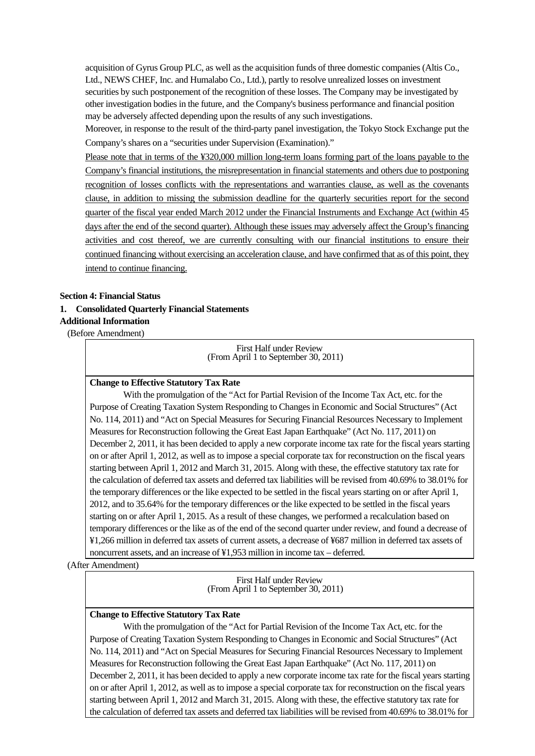acquisition of Gyrus Group PLC, as well as the acquisition funds of three domestic companies (Altis Co., Ltd., NEWS CHEF, Inc. and Humalabo Co., Ltd.), partly to resolve unrealized losses on investment securities by such postponement of the recognition of these losses. The Company may be investigated by other investigation bodies in the future, and the Company's business performance and financial position may be adversely affected depending upon the results of any such investigations.

Moreover, in response to the result of the third-party panel investigation, the Tokyo Stock Exchange put the Company's shares on a "securities under Supervision (Examination)."

<u>Please note that in terms of the ¥320,000 million long-term loans forming part of the loans payable to the Company's financial institutions, the misrepresentation in financial statements and others due to postponing recognition of losses conflicts with the representations and warranties clause, as well as the covenants clause, in addition to missing the submission deadline for the quarterly securities report for the second quarter of the fiscal year ended March 2012 under the Financial Instruments and Exchange Act (within 45 days after the end of the second quarter). Although these issues may adversely affect the Group's financing activities and cost thereof, we are currently consulting with our financial institutions to ensure their continued financing without exercising an acceleration clause, and have confirmed that as of this point, they intend to continue financing.</u>

**Section 4: Financial Status**

**1. Consolidated Quarterly Financial Statements**

**Additional Information**

(Before Amendment)

| First Half under Review (From April 1 to September 30, 2011) |
|---|
| **Change to Effective Statutory Tax Rate**<br>With the promulgation of the "Act for Partial Revision of the Income Tax Act, etc. for the Purpose of Creating Taxation System Responding to Changes in Economic and Social Structures" (Act No. 114, 2011) and "Act on Special Measures for Securing Financial Resources Necessary to Implement Measures for Reconstruction following the Great East Japan Earthquake" (Act No. 117, 2011) on December 2, 2011, it has been decided to apply a new corporate income tax rate for the fiscal years starting on or after April 1, 2012, as well as to impose a special corporate tax for reconstruction on the fiscal years starting between April 1, 2012 and March 31, 2015. Along with these, the effective statutory tax rate for the calculation of deferred tax assets and deferred tax liabilities will be revised from 40.69% to 38.01% for the temporary differences or the like expected to be settled in the fiscal years starting on or after April 1, 2012, and to 35.64% for the temporary differences or the like expected to be settled in the fiscal years starting on or after April 1, 2015. As a result of these changes, we performed a recalculation based on temporary differences or the like as of the end of the second quarter under review, and found a decrease of ¥1,266 million in deferred tax assets of current assets, a decrease of ¥687 million in deferred tax assets of noncurrent assets, and an increase of ¥1,953 million in income tax – deferred. |

(After Amendment)

| First Half under Review (From April 1 to September 30, 2011) |
|---|
| **Change to Effective Statutory Tax Rate**<br>With the promulgation of the "Act for Partial Revision of the Income Tax Act, etc. for the Purpose of Creating Taxation System Responding to Changes in Economic and Social Structures" (Act No. 114, 2011) and "Act on Special Measures for Securing Financial Resources Necessary to Implement Measures for Reconstruction following the Great East Japan Earthquake" (Act No. 117, 2011) on December 2, 2011, it has been decided to apply a new corporate income tax rate for the fiscal years starting on or after April 1, 2012, as well as to impose a special corporate tax for reconstruction on the fiscal years starting between April 1, 2012 and March 31, 2015. Along with these, the effective statutory tax rate for the calculation of deferred tax assets and deferred tax liabilities will be revised from 40.69% to 38.01% for |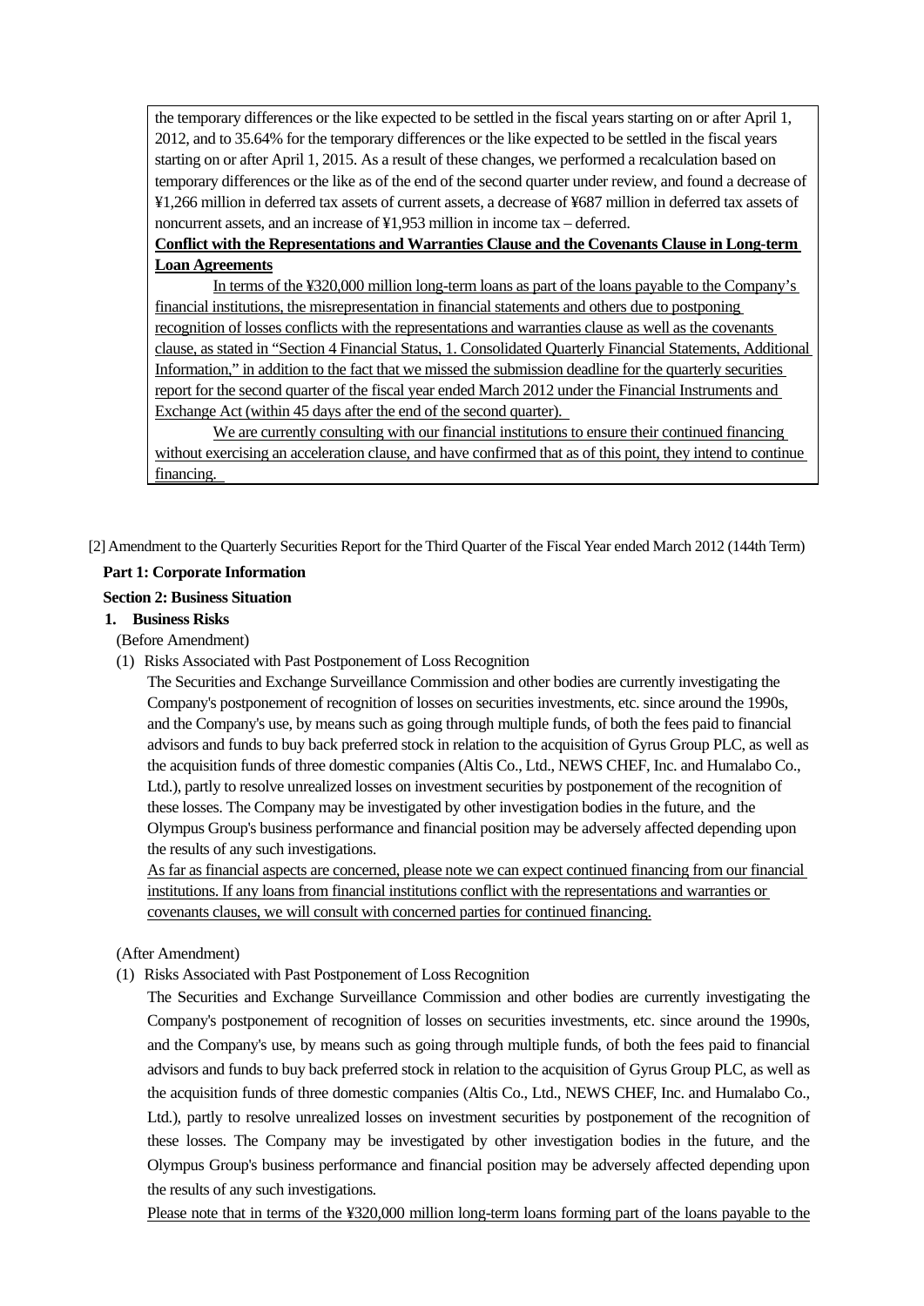the temporary differences or the like expected to be settled in the fiscal years starting on or after April 1, 2012, and to 35.64% for the temporary differences or the like expected to be settled in the fiscal years starting on or after April 1, 2015. As a result of these changes, we performed a recalculation based on temporary differences or the like as of the end of the second quarter under review, and found a decrease of ¥1,266 million in deferred tax assets of current assets, a decrease of ¥687 million in deferred tax assets of noncurrent assets, and an increase of ¥1,953 million in income tax – deferred.

**Conflict with the Representations and Warranties Clause and the Covenants Clause in Long-term Loan Agreements**

In terms of the ¥320,000 million long-term loans as part of the loans payable to the Company's financial institutions, the misrepresentation in financial statements and others due to postponing recognition of losses conflicts with the representations and warranties clause as well as the covenants clause, as stated in "Section 4 Financial Status, 1. Consolidated Quarterly Financial Statements, Additional Information," in addition to the fact that we missed the submission deadline for the quarterly securities report for the second quarter of the fiscal year ended March 2012 under the Financial Instruments and Exchange Act (within 45 days after the end of the second quarter).

We are currently consulting with our financial institutions to ensure their continued financing without exercising an acceleration clause, and have confirmed that as of this point, they intend to continue financing.

[2] Amendment to the Quarterly Securities Report for the Third Quarter of the Fiscal Year ended March 2012 (144th Term)

**Part 1: Corporate Information**

**Section 2: Business Situation**

**1. Business Risks**

(Before Amendment)

(1) Risks Associated with Past Postponement of Loss Recognition

The Securities and Exchange Surveillance Commission and other bodies are currently investigating the Company's postponement of recognition of losses on securities investments, etc. since around the 1990s, and the Company's use, by means such as going through multiple funds, of both the fees paid to financial advisors and funds to buy back preferred stock in relation to the acquisition of Gyrus Group PLC, as well as the acquisition funds of three domestic companies (Altis Co., Ltd., NEWS CHEF, Inc. and Humalabo Co., Ltd.), partly to resolve unrealized losses on investment securities by postponement of the recognition of these losses. The Company may be investigated by other investigation bodies in the future, and the Olympus Group's business performance and financial position may be adversely affected depending upon the results of any such investigations.

As far as financial aspects are concerned, please note we can expect continued financing from our financial institutions. If any loans from financial institutions conflict with the representations and warranties or covenants clauses, we will consult with concerned parties for continued financing.

(After Amendment)

(1) Risks Associated with Past Postponement of Loss Recognition

The Securities and Exchange Surveillance Commission and other bodies are currently investigating the Company's postponement of recognition of losses on securities investments, etc. since around the 1990s, and the Company's use, by means such as going through multiple funds, of both the fees paid to financial advisors and funds to buy back preferred stock in relation to the acquisition of Gyrus Group PLC, as well as the acquisition funds of three domestic companies (Altis Co., Ltd., NEWS CHEF, Inc. and Humalabo Co., Ltd.), partly to resolve unrealized losses on investment securities by postponement of the recognition of these losses. The Company may be investigated by other investigation bodies in the future, and the Olympus Group's business performance and financial position may be adversely affected depending upon the results of any such investigations.

Please note that in terms of the ¥320,000 million long-term loans forming part of the loans payable to the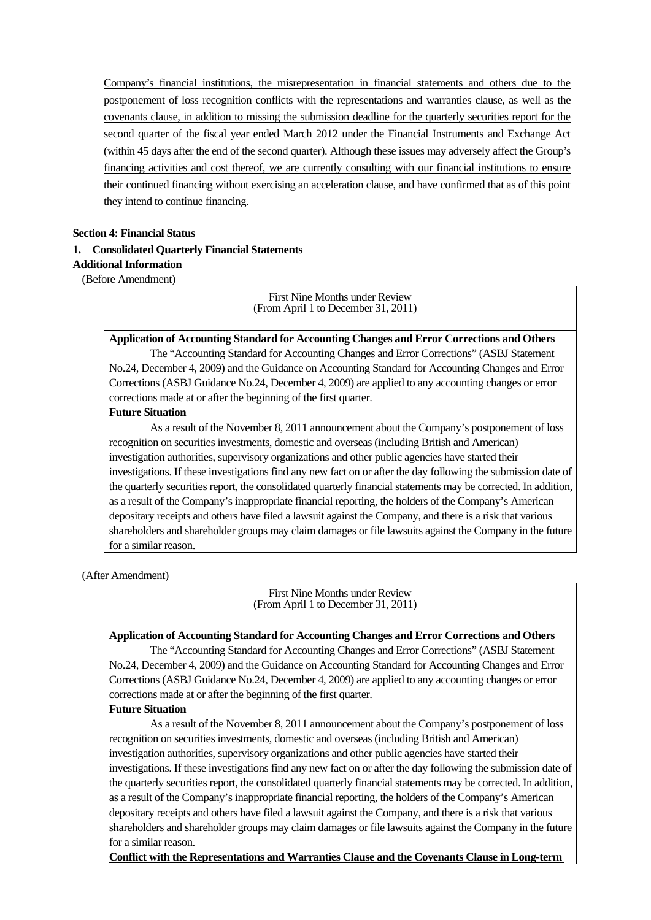Company's financial institutions, the misrepresentation in financial statements and others due to the postponement of loss recognition conflicts with the representations and warranties clause, as well as the covenants clause, in addition to missing the submission deadline for the quarterly securities report for the second quarter of the fiscal year ended March 2012 under the Financial Instruments and Exchange Act (within 45 days after the end of the second quarter). Although these issues may adversely affect the Group's financing activities and cost thereof, we are currently consulting with our financial institutions to ensure their continued financing without exercising an acceleration clause, and have confirmed that as of this point they intend to continue financing.

**Section 4: Financial Status**

**1. Consolidated Quarterly Financial Statements**

**Additional Information**

(Before Amendment)

| First Nine Months under Review (From April 1 to December 31, 2011) |
|---|
| **Application of Accounting Standard for Accounting Changes and Error Corrections and Others**<br>The "Accounting Standard for Accounting Changes and Error Corrections" (ASBJ Statement No.24, December 4, 2009) and the Guidance on Accounting Standard for Accounting Changes and Error Corrections (ASBJ Guidance No.24, December 4, 2009) are applied to any accounting changes or error corrections made at or after the beginning of the first quarter.<br>**Future Situation**<br>As a result of the November 8, 2011 announcement about the Company's postponement of loss recognition on securities investments, domestic and overseas (including British and American) investigation authorities, supervisory organizations and other public agencies have started their investigations. If these investigations find any new fact on or after the day following the submission date of the quarterly securities report, the consolidated quarterly financial statements may be corrected. In addition, as a result of the Company's inappropriate financial reporting, the holders of the Company's American depositary receipts and others have filed a lawsuit against the Company, and there is a risk that various shareholders and shareholder groups may claim damages or file lawsuits against the Company in the future for a similar reason. |

(After Amendment)

| First Nine Months under Review (From April 1 to December 31, 2011) |
|---|
| **Application of Accounting Standard for Accounting Changes and Error Corrections and Others**<br>The "Accounting Standard for Accounting Changes and Error Corrections" (ASBJ Statement No.24, December 4, 2009) and the Guidance on Accounting Standard for Accounting Changes and Error Corrections (ASBJ Guidance No.24, December 4, 2009) are applied to any accounting changes or error corrections made at or after the beginning of the first quarter.<br>**Future Situation**<br>As a result of the November 8, 2011 announcement about the Company's postponement of loss recognition on securities investments, domestic and overseas (including British and American) investigation authorities, supervisory organizations and other public agencies have started their investigations. If these investigations find any new fact on or after the day following the submission date of the quarterly securities report, the consolidated quarterly financial statements may be corrected. In addition, as a result of the Company's inappropriate financial reporting, the holders of the Company's American depositary receipts and others have filed a lawsuit against the Company, and there is a risk that various shareholders and shareholder groups may claim damages or file lawsuits against the Company in the future for a similar reason.<br>**Conflict with the Representations and Warranties Clause and the Covenants Clause in Long-term** |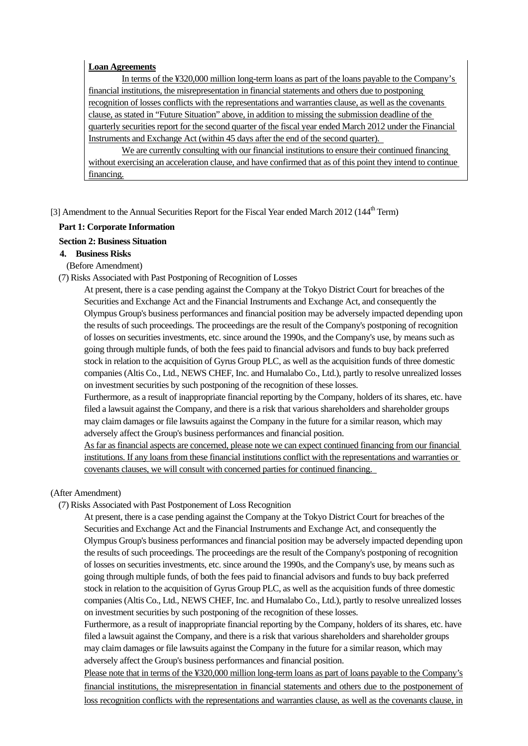**Loan Agreements**

In terms of the ¥320,000 million long-term loans as part of the loans payable to the Company's financial institutions, the misrepresentation in financial statements and others due to postponing recognition of losses conflicts with the representations and warranties clause, as well as the covenants clause, as stated in "Future Situation" above, in addition to missing the submission deadline of the quarterly securities report for the second quarter of the fiscal year ended March 2012 under the Financial Instruments and Exchange Act (within 45 days after the end of the second quarter).

We are currently consulting with our financial institutions to ensure their continued financing without exercising an acceleration clause, and have confirmed that as of this point they intend to continue financing.

[3] Amendment to the Annual Securities Report for the Fiscal Year ended March 2012 (144th Term)

**Part 1: Corporate Information**

**Section 2: Business Situation**

**4. Business Risks**

(Before Amendment)

(7) Risks Associated with Past Postponing of Recognition of Losses

At present, there is a case pending against the Company at the Tokyo District Court for breaches of the Securities and Exchange Act and the Financial Instruments and Exchange Act, and consequently the Olympus Group's business performances and financial position may be adversely impacted depending upon the results of such proceedings. The proceedings are the result of the Company's postponing of recognition of losses on securities investments, etc. since around the 1990s, and the Company's use, by means such as going through multiple funds, of both the fees paid to financial advisors and funds to buy back preferred stock in relation to the acquisition of Gyrus Group PLC, as well as the acquisition funds of three domestic companies (Altis Co., Ltd., NEWS CHEF, Inc. and Humalabo Co., Ltd.), partly to resolve unrealized losses on investment securities by such postponing of the recognition of these losses.

Furthermore, as a result of inappropriate financial reporting by the Company, holders of its shares, etc. have filed a lawsuit against the Company, and there is a risk that various shareholders and shareholder groups may claim damages or file lawsuits against the Company in the future for a similar reason, which may adversely affect the Group's business performances and financial position.

As far as financial aspects are concerned, please note we can expect continued financing from our financial institutions. If any loans from these financial institutions conflict with the representations and warranties or covenants clauses, we will consult with concerned parties for continued financing.

(After Amendment)

(7) Risks Associated with Past Postponement of Loss Recognition

At present, there is a case pending against the Company at the Tokyo District Court for breaches of the Securities and Exchange Act and the Financial Instruments and Exchange Act, and consequently the Olympus Group's business performances and financial position may be adversely impacted depending upon the results of such proceedings. The proceedings are the result of the Company's postponing of recognition of losses on securities investments, etc. since around the 1990s, and the Company's use, by means such as going through multiple funds, of both the fees paid to financial advisors and funds to buy back preferred stock in relation to the acquisition of Gyrus Group PLC, as well as the acquisition funds of three domestic companies (Altis Co., Ltd., NEWS CHEF, Inc. and Humalabo Co., Ltd.), partly to resolve unrealized losses on investment securities by such postponing of the recognition of these losses.

Furthermore, as a result of inappropriate financial reporting by the Company, holders of its shares, etc. have filed a lawsuit against the Company, and there is a risk that various shareholders and shareholder groups may claim damages or file lawsuits against the Company in the future for a similar reason, which may adversely affect the Group's business performances and financial position.

Please note that in terms of the ¥320,000 million long-term loans as part of loans payable to the Company's financial institutions, the misrepresentation in financial statements and others due to the postponement of loss recognition conflicts with the representations and warranties clause, as well as the covenants clause, in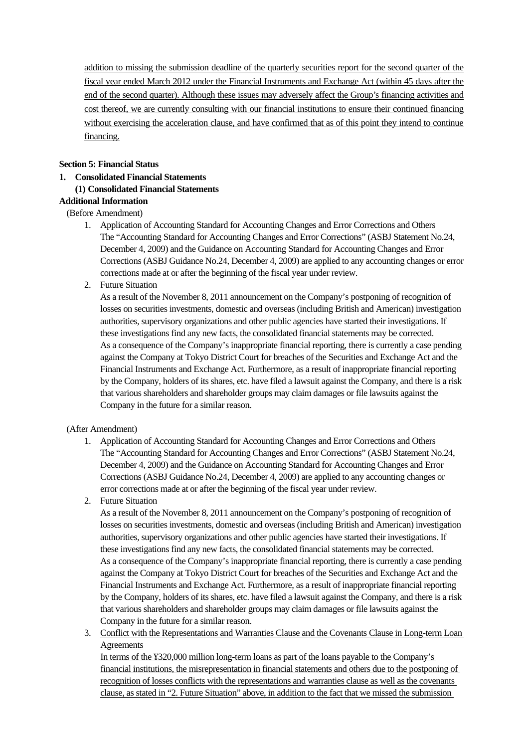addition to missing the submission deadline of the quarterly securities report for the second quarter of the fiscal year ended March 2012 under the Financial Instruments and Exchange Act (within 45 days after the end of the second quarter). Although these issues may adversely affect the Group's financing activities and cost thereof, we are currently consulting with our financial institutions to ensure their continued financing without exercising the acceleration clause, and have confirmed that as of this point they intend to continue financing.

**Section 5: Financial Status**

1. **Consolidated Financial Statements**

   **(1) Consolidated Financial Statements**

**Additional Information**

(Before Amendment)

1. Application of Accounting Standard for Accounting Changes and Error Corrections and Others
   The "Accounting Standard for Accounting Changes and Error Corrections" (ASBJ Statement No.24, December 4, 2009) and the Guidance on Accounting Standard for Accounting Changes and Error Corrections (ASBJ Guidance No.24, December 4, 2009) are applied to any accounting changes or error corrections made at or after the beginning of the fiscal year under review.
2. Future Situation
   As a result of the November 8, 2011 announcement on the Company's postponing of recognition of losses on securities investments, domestic and overseas (including British and American) investigation authorities, supervisory organizations and other public agencies have started their investigations. If these investigations find any new facts, the consolidated financial statements may be corrected.
   As a consequence of the Company's inappropriate financial reporting, there is currently a case pending against the Company at Tokyo District Court for breaches of the Securities and Exchange Act and the Financial Instruments and Exchange Act. Furthermore, as a result of inappropriate financial reporting by the Company, holders of its shares, etc. have filed a lawsuit against the Company, and there is a risk that various shareholders and shareholder groups may claim damages or file lawsuits against the Company in the future for a similar reason.

(After Amendment)

1. Application of Accounting Standard for Accounting Changes and Error Corrections and Others
   The "Accounting Standard for Accounting Changes and Error Corrections" (ASBJ Statement No.24, December 4, 2009) and the Guidance on Accounting Standard for Accounting Changes and Error Corrections (ASBJ Guidance No.24, December 4, 2009) are applied to any accounting changes or error corrections made at or after the beginning of the fiscal year under review.
2. Future Situation
   As a result of the November 8, 2011 announcement on the Company's postponing of recognition of losses on securities investments, domestic and overseas (including British and American) investigation authorities, supervisory organizations and other public agencies have started their investigations. If these investigations find any new facts, the consolidated financial statements may be corrected.
   As a consequence of the Company's inappropriate financial reporting, there is currently a case pending against the Company at Tokyo District Court for breaches of the Securities and Exchange Act and the Financial Instruments and Exchange Act. Furthermore, as a result of inappropriate financial reporting by the Company, holders of its shares, etc. have filed a lawsuit against the Company, and there is a risk that various shareholders and shareholder groups may claim damages or file lawsuits against the Company in the future for a similar reason.
3. Conflict with the Representations and Warranties Clause and the Covenants Clause in Long-term Loan Agreements
   In terms of the ¥320,000 million long-term loans as part of the loans payable to the Company's financial institutions, the misrepresentation in financial statements and others due to the postponing of recognition of losses conflicts with the representations and warranties clause as well as the covenants clause, as stated in "2. Future Situation" above, in addition to the fact that we missed the submission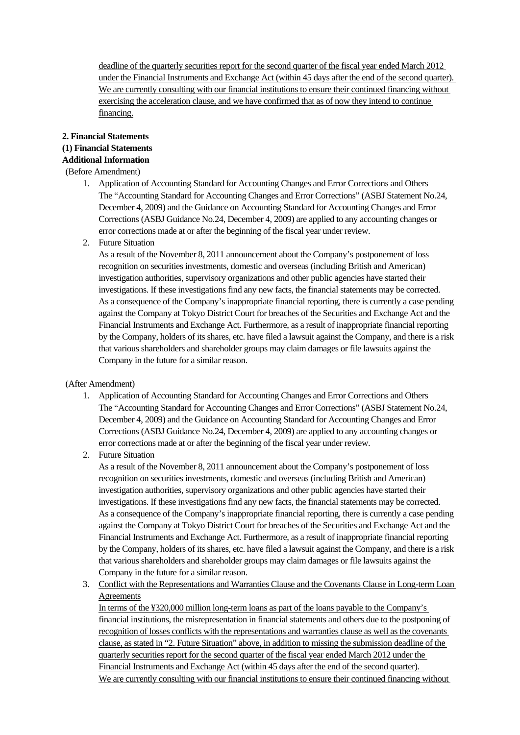deadline of the quarterly securities report for the second quarter of the fiscal year ended March 2012 under the Financial Instruments and Exchange Act (within 45 days after the end of the second quarter). We are currently consulting with our financial institutions to ensure their continued financing without exercising the acceleration clause, and we have confirmed that as of now they intend to continue financing.

**2. Financial Statements**

**(1) Financial Statements**

**Additional Information**

(Before Amendment)

1. Application of Accounting Standard for Accounting Changes and Error Corrections and Others
   The "Accounting Standard for Accounting Changes and Error Corrections" (ASBJ Statement No.24, December 4, 2009) and the Guidance on Accounting Standard for Accounting Changes and Error Corrections (ASBJ Guidance No.24, December 4, 2009) are applied to any accounting changes or error corrections made at or after the beginning of the fiscal year under review.
2. Future Situation
   As a result of the November 8, 2011 announcement about the Company's postponement of loss recognition on securities investments, domestic and overseas (including British and American) investigation authorities, supervisory organizations and other public agencies have started their investigations. If these investigations find any new facts, the financial statements may be corrected. As a consequence of the Company's inappropriate financial reporting, there is currently a case pending against the Company at Tokyo District Court for breaches of the Securities and Exchange Act and the Financial Instruments and Exchange Act. Furthermore, as a result of inappropriate financial reporting by the Company, holders of its shares, etc. have filed a lawsuit against the Company, and there is a risk that various shareholders and shareholder groups may claim damages or file lawsuits against the Company in the future for a similar reason.

(After Amendment)

1. Application of Accounting Standard for Accounting Changes and Error Corrections and Others
   The "Accounting Standard for Accounting Changes and Error Corrections" (ASBJ Statement No.24, December 4, 2009) and the Guidance on Accounting Standard for Accounting Changes and Error Corrections (ASBJ Guidance No.24, December 4, 2009) are applied to any accounting changes or error corrections made at or after the beginning of the fiscal year under review.
2. Future Situation
   As a result of the November 8, 2011 announcement about the Company's postponement of loss recognition on securities investments, domestic and overseas (including British and American) investigation authorities, supervisory organizations and other public agencies have started their investigations. If these investigations find any new facts, the financial statements may be corrected. As a consequence of the Company's inappropriate financial reporting, there is currently a case pending against the Company at Tokyo District Court for breaches of the Securities and Exchange Act and the Financial Instruments and Exchange Act. Furthermore, as a result of inappropriate financial reporting by the Company, holders of its shares, etc. have filed a lawsuit against the Company, and there is a risk that various shareholders and shareholder groups may claim damages or file lawsuits against the Company in the future for a similar reason.
3. Conflict with the Representations and Warranties Clause and the Covenants Clause in Long-term Loan Agreements
   In terms of the ¥320,000 million long-term loans as part of the loans payable to the Company's financial institutions, the misrepresentation in financial statements and others due to the postponing of recognition of losses conflicts with the representations and warranties clause as well as the covenants clause, as stated in "2. Future Situation" above, in addition to missing the submission deadline of the quarterly securities report for the second quarter of the fiscal year ended March 2012 under the Financial Instruments and Exchange Act (within 45 days after the end of the second quarter). We are currently consulting with our financial institutions to ensure their continued financing without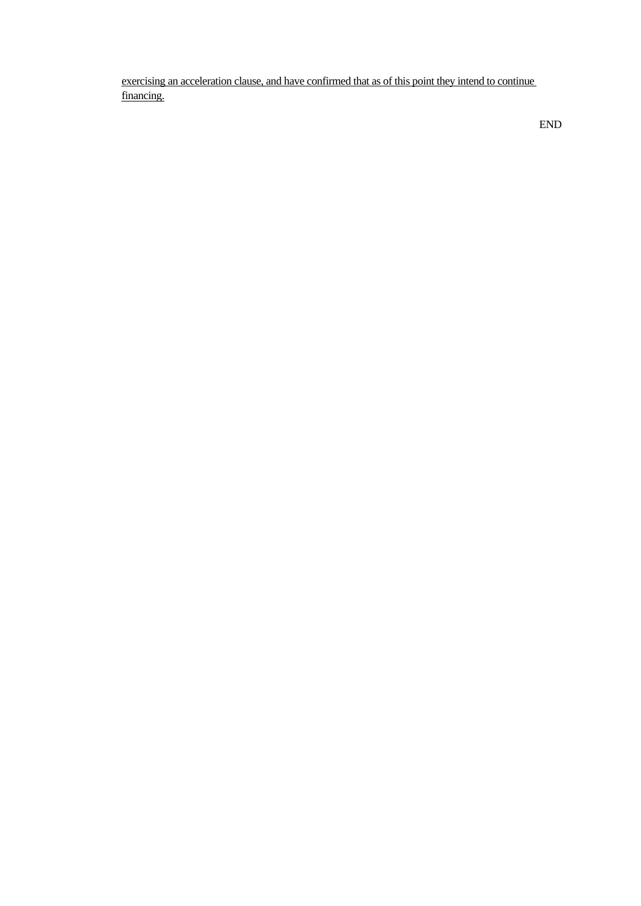<u>exercising an acceleration clause, and have confirmed that as of this point they intend to continue financing.</u>

END